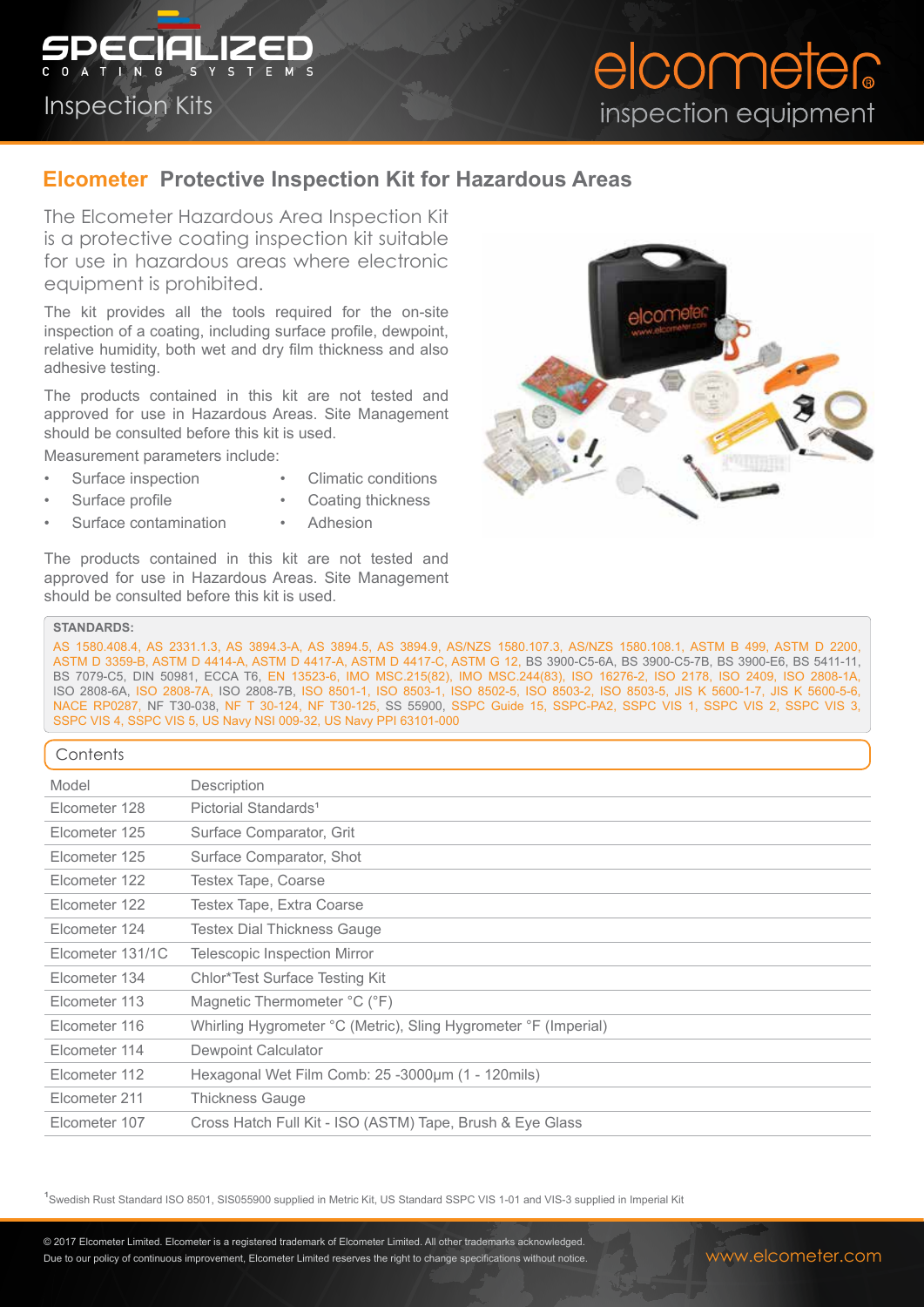Specialized Coating Systems

Inspection Kits

elcometer inspection equipment

## Elcometer Protective Inspection Kit for Hazardous Areas

The Elcometer Hazardous Area Inspection Kit is a protective coating inspection kit suitable for use in hazardous areas where electronic equipment is prohibited.

The kit provides all the tools required for the on-site inspection of a coating, including surface profile, dewpoint, relative humidity, both wet and dry film thickness and also adhesive testing.

The products contained in this kit are not tested and approved for use in Hazardous Areas. Site Management should be consulted before this kit is used.

Measurement parameters include:

- Surface inspection
- Surface profile
- Surface contamination
- Climatic conditions
- Coating thickness
- Adhesion

The products contained in this kit are not tested and approved for use in Hazardous Areas. Site Management should be consulted before this kit is used.

**STANDARDS:**

AS 1580.408.4, AS 2331.1.3, AS 3894.3-A, AS 3894.5, AS 3894.9, AS/NZS 1580.107.3, AS/NZS 1580.108.1, ASTM B 499, ASTM D 2200, ASTM D 3359-B, ASTM D 4414-A, ASTM D 4417-A, ASTM D 4417-C, ASTM G 12, BS 3900-C5-6A, BS 3900-C5-7B, BS 3900-E6, BS 5411-11, BS 7079-C5, DIN 50981, ECCA T6, EN 13523-6, IMO MSC.215(82), IMO MSC.244(83), ISO 16276-2, ISO 2178, ISO 2409, ISO 2808-1A, ISO 2808-6A, ISO 2808-7A, ISO 2808-7B, ISO 8501-1, ISO 8503-1, ISO 8502-5, ISO 8503-2, ISO 8503-5, JIS K 5600-1-7, JIS K 5600-5-6, NACE RP0287, NF T30-038, NF T 30-124, NF T30-125, SS 55900, SSPC Guide 15, SSPC-PA2, SSPC VIS 1, SSPC VIS 2, SSPC VIS 3, SSPC VIS 4, SSPC VIS 5, US Navy NSI 009-32, US Navy PPI 63101-000

### Contents

| Model | Description |
|---|---|
| Elcometer 128 | Pictorial Standards[1] |
| Elcometer 125 | Surface Comparator, Grit |
| Elcometer 125 | Surface Comparator, Shot |
| Elcometer 122 | Testex Tape, Coarse |
| Elcometer 122 | Testex Tape, Extra Coarse |
| Elcometer 124 | Testex Dial Thickness Gauge |
| Elcometer 131/1C | Telescopic Inspection Mirror |
| Elcometer 134 | Chlor*Test Surface Testing Kit |
| Elcometer 113 | Magnetic Thermometer °C (°F) |
| Elcometer 116 | Whirling Hygrometer °C (Metric), Sling Hygrometer °F (Imperial) |
| Elcometer 114 | Dewpoint Calculator |
| Elcometer 112 | Hexagonal Wet Film Comb: 25 -3000µm (1 - 120mils) |
| Elcometer 211 | Thickness Gauge |
| Elcometer 107 | Cross Hatch Full Kit - ISO (ASTM) Tape, Brush & Eye Glass |

[1] Swedish Rust Standard ISO 8501, SIS055900 supplied in Metric Kit, US Standard SSPC VIS 1-01 and VIS-3 supplied in Imperial Kit

© 2017 Elcometer Limited. Elcometer is a registered trademark of Elcometer Limited. All other trademarks acknowledged. Due to our policy of continuous improvement, Elcometer Limited reserves the right to change specifications without notice.

www.elcometer.com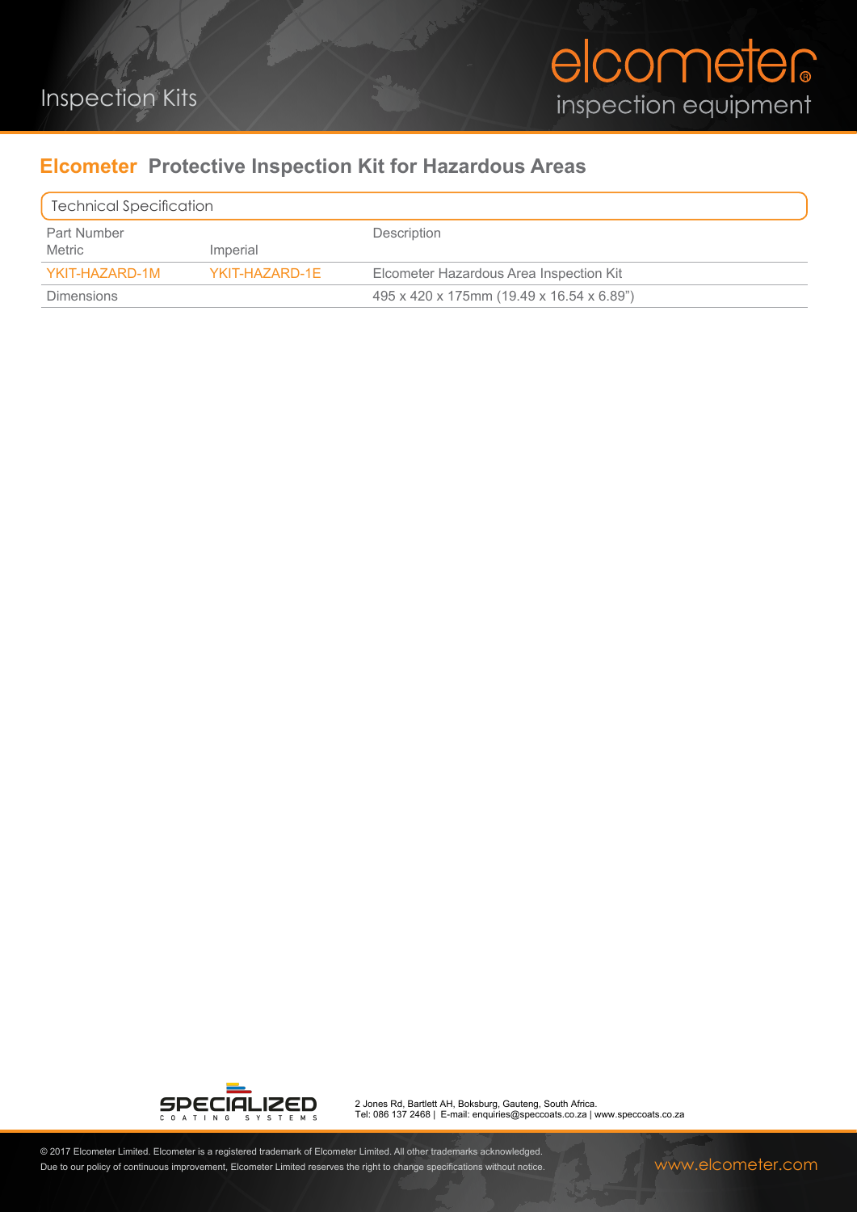Inspection Kits

# Elcometer Protective Inspection Kit for Hazardous Areas

## Technical Specification

| Part Number Metric | Imperial | Description |
|---|---|---|
| YKIT-HAZARD-1M | YKIT-HAZARD-1E | Elcometer Hazardous Area Inspection Kit |
| Dimensions | | 495 x 420 x 175mm (19.49 x 16.54 x 6.89") |

2 Jones Rd, Bartlett AH, Boksburg, Gauteng, South Africa.
Tel: 086 137 2468 | E-mail: enquiries@speccoats.co.za | www.speccoats.co.za

© 2017 Elcometer Limited. Elcometer is a registered trademark of Elcometer Limited. All other trademarks acknowledged.
Due to our policy of continuous improvement, Elcometer Limited reserves the right to change specifications without notice.

www.elcometer.com